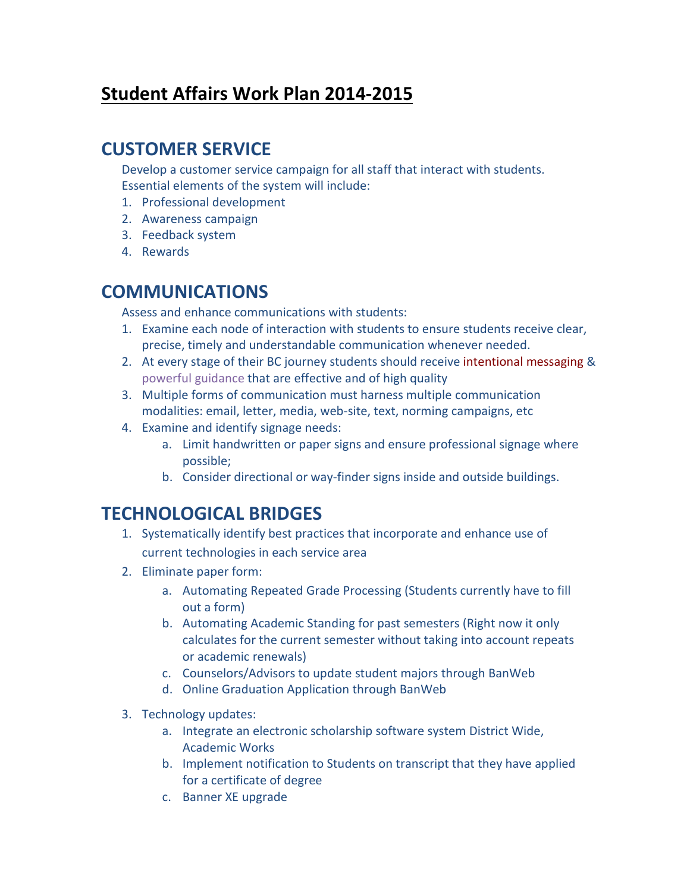# Student Affairs Work Plan 2014-2015

## CUSTOMER SERVICE

Develop a customer service campaign for all staff that interact with students. Essential elements of the system will include:

1. Professional development
2. Awareness campaign
3. Feedback system
4. Rewards

## COMMUNICATIONS

Assess and enhance communications with students:

1. Examine each node of interaction with students to ensure students receive clear, precise, timely and understandable communication whenever needed.
2. At every stage of their BC journey students should receive intentional messaging & powerful guidance that are effective and of high quality
3. Multiple forms of communication must harness multiple communication modalities: email, letter, media, web-site, text, norming campaigns, etc
4. Examine and identify signage needs:
   a. Limit handwritten or paper signs and ensure professional signage where possible;
   b. Consider directional or way-finder signs inside and outside buildings.

## TECHNOLOGICAL BRIDGES

1. Systematically identify best practices that incorporate and enhance use of current technologies in each service area
2. Eliminate paper form:
   a. Automating Repeated Grade Processing (Students currently have to fill out a form)
   b. Automating Academic Standing for past semesters (Right now it only calculates for the current semester without taking into account repeats or academic renewals)
   c. Counselors/Advisors to update student majors through BanWeb
   d. Online Graduation Application through BanWeb
3. Technology updates:
   a. Integrate an electronic scholarship software system District Wide, Academic Works
   b. Implement notification to Students on transcript that they have applied for a certificate of degree
   c. Banner XE upgrade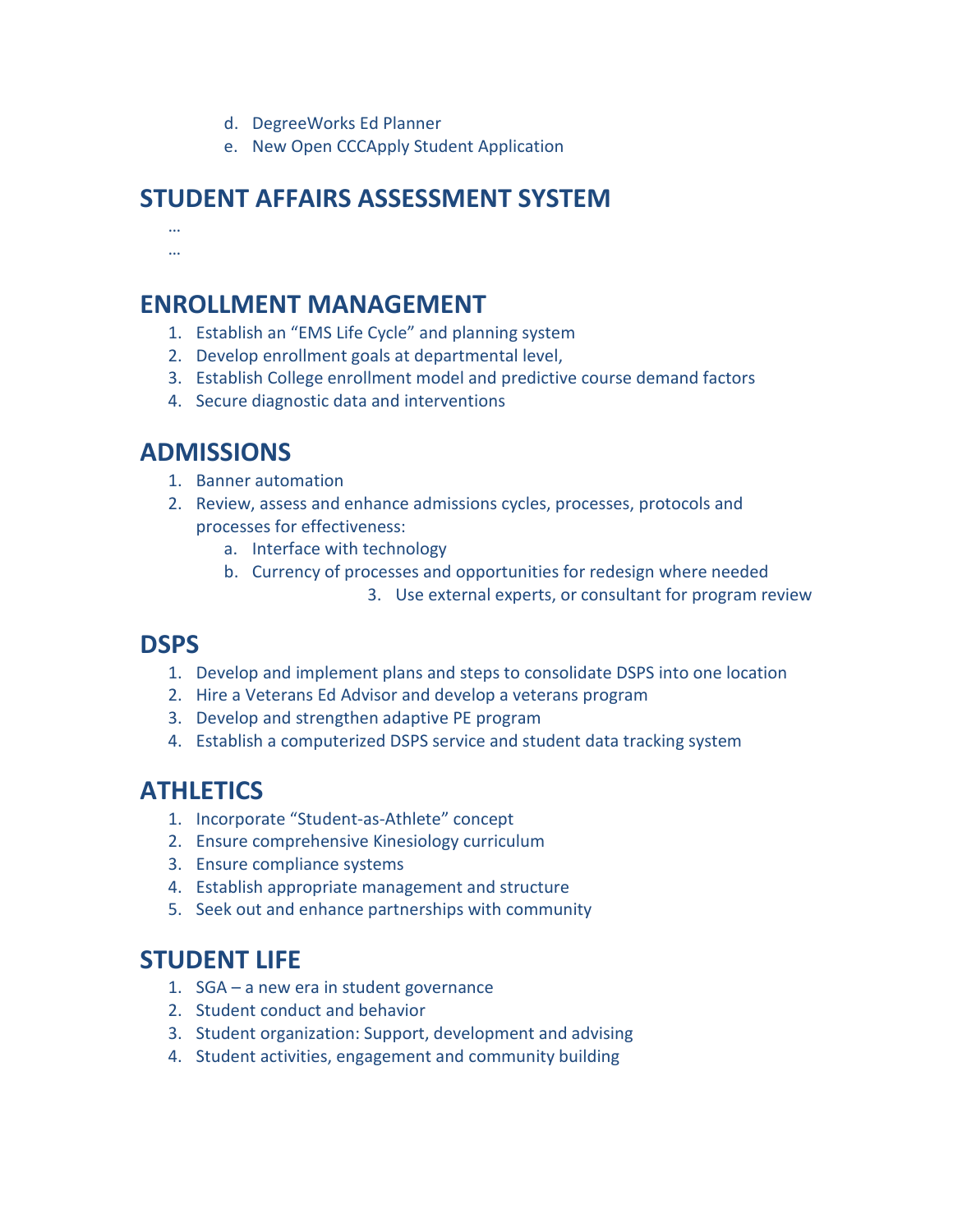d. DegreeWorks Ed Planner
   e. New Open CCCApply Student Application

## STUDENT AFFAIRS ASSESSMENT SYSTEM

…
…

## ENROLLMENT MANAGEMENT

1. Establish an "EMS Life Cycle" and planning system
2. Develop enrollment goals at departmental level,
3. Establish College enrollment model and predictive course demand factors
4. Secure diagnostic data and interventions

## ADMISSIONS

1. Banner automation
2. Review, assess and enhance admissions cycles, processes, protocols and processes for effectiveness:
   a. Interface with technology
   b. Currency of processes and opportunities for redesign where needed
3. Use external experts, or consultant for program review

## DSPS

1. Develop and implement plans and steps to consolidate DSPS into one location
2. Hire a Veterans Ed Advisor and develop a veterans program
3. Develop and strengthen adaptive PE program
4. Establish a computerized DSPS service and student data tracking system

## ATHLETICS

1. Incorporate "Student-as-Athlete" concept
2. Ensure comprehensive Kinesiology curriculum
3. Ensure compliance systems
4. Establish appropriate management and structure
5. Seek out and enhance partnerships with community

## STUDENT LIFE

1. SGA – a new era in student governance
2. Student conduct and behavior
3. Student organization: Support, development and advising
4. Student activities, engagement and community building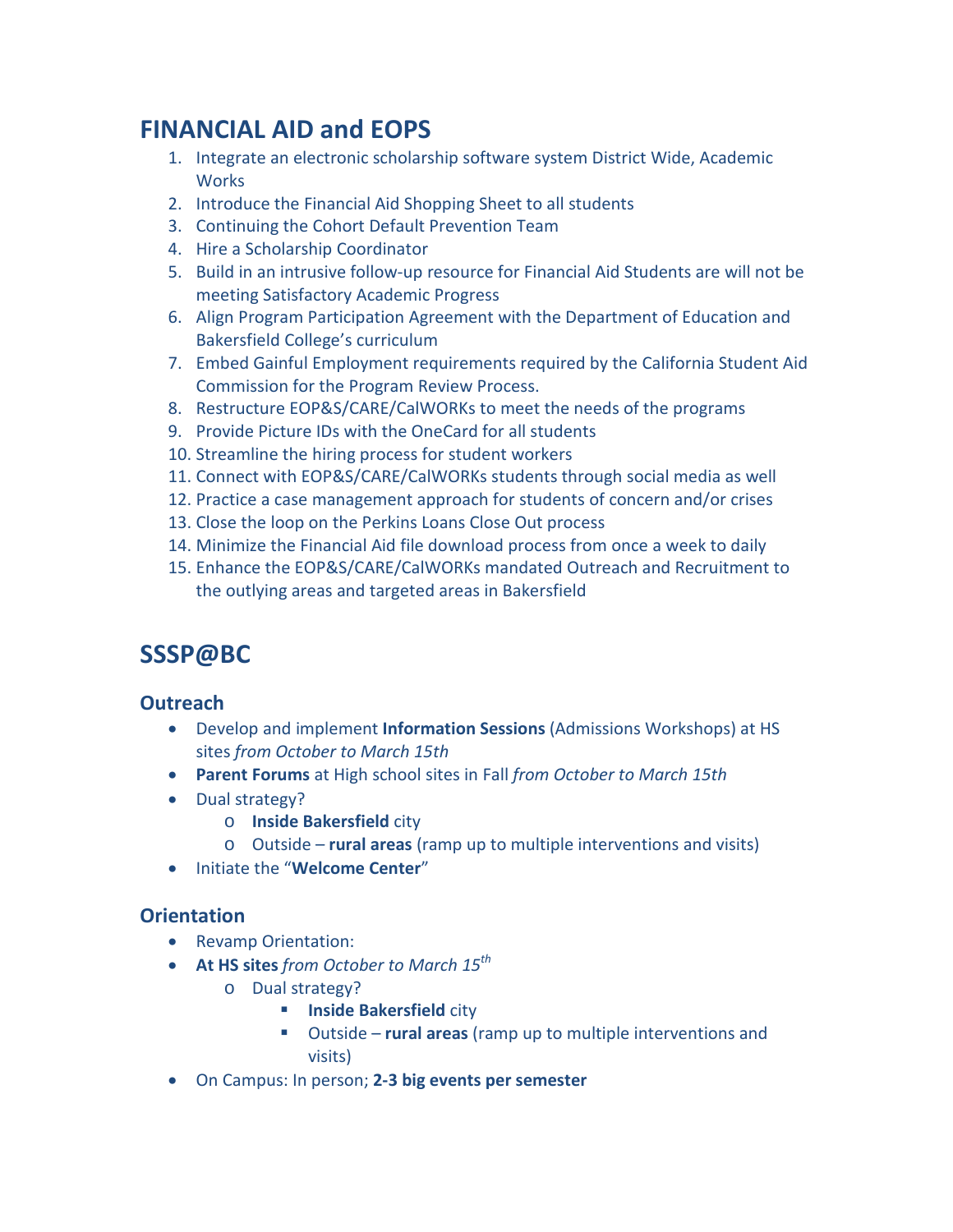## FINANCIAL AID and EOPS

1. Integrate an electronic scholarship software system District Wide, Academic Works
2. Introduce the Financial Aid Shopping Sheet to all students
3. Continuing the Cohort Default Prevention Team
4. Hire a Scholarship Coordinator
5. Build in an intrusive follow-up resource for Financial Aid Students are will not be meeting Satisfactory Academic Progress
6. Align Program Participation Agreement with the Department of Education and Bakersfield College's curriculum
7. Embed Gainful Employment requirements required by the California Student Aid Commission for the Program Review Process.
8. Restructure EOP&S/CARE/CalWORKs to meet the needs of the programs
9. Provide Picture IDs with the OneCard for all students
10. Streamline the hiring process for student workers
11. Connect with EOP&S/CARE/CalWORKs students through social media as well
12. Practice a case management approach for students of concern and/or crises
13. Close the loop on the Perkins Loans Close Out process
14. Minimize the Financial Aid file download process from once a week to daily
15. Enhance the EOP&S/CARE/CalWORKs mandated Outreach and Recruitment to the outlying areas and targeted areas in Bakersfield

## SSSP@BC

### Outreach

- Develop and implement **Information Sessions** (Admissions Workshops) at HS sites *from October to March 15th*
- **Parent Forums** at High school sites in Fall *from October to March 15th*
- Dual strategy?
  - **Inside Bakersfield** city
  - Outside – **rural areas** (ramp up to multiple interventions and visits)
- Initiate the "**Welcome Center**"

### Orientation

- Revamp Orientation:
- **At HS sites** *from October to March 15th*
  - Dual strategy?
    - **Inside Bakersfield** city
    - Outside – **rural areas** (ramp up to multiple interventions and visits)
- On Campus: In person; **2-3 big events per semester**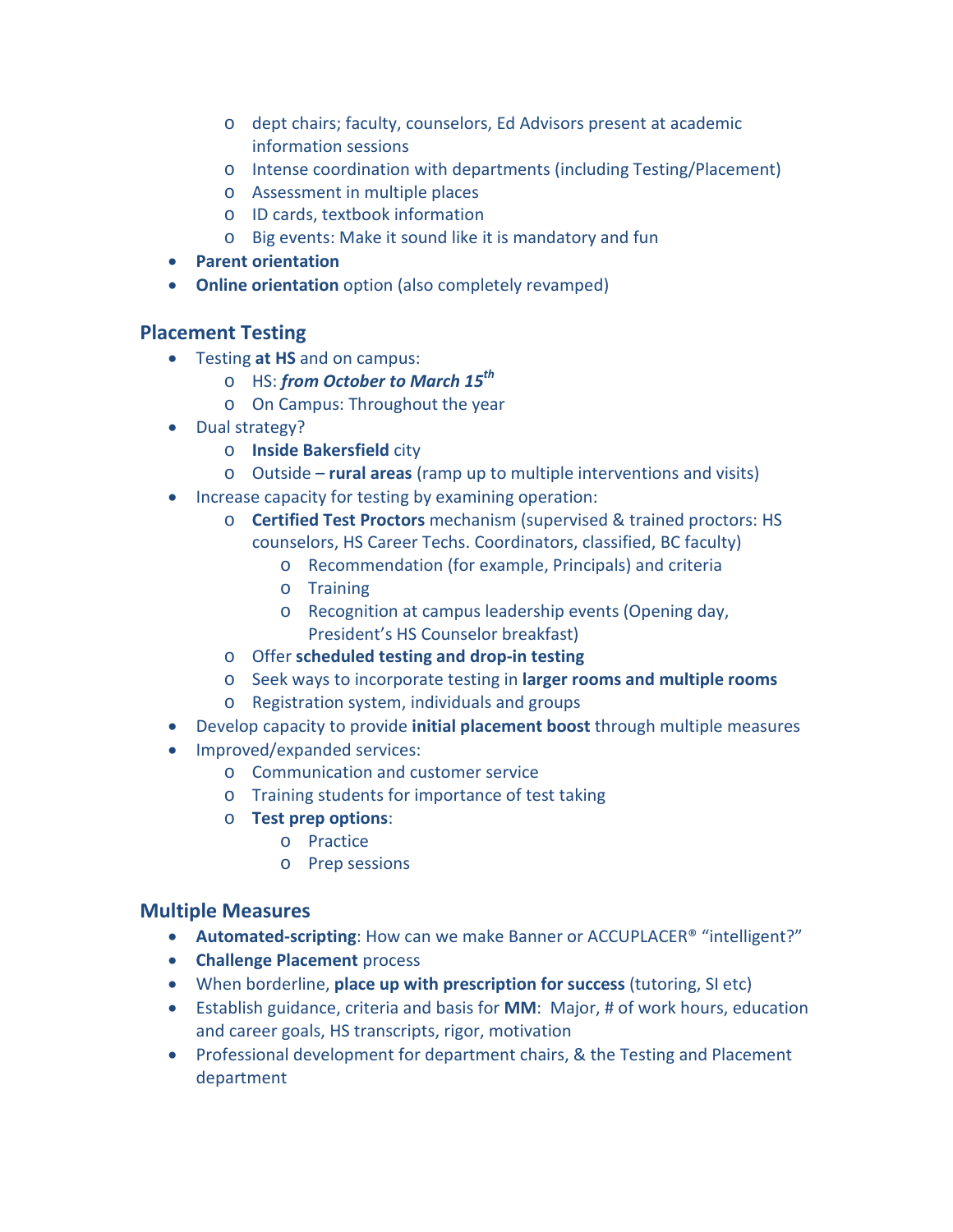- dept chairs; faculty, counselors, Ed Advisors present at academic information sessions
  - Intense coordination with departments (including Testing/Placement)
  - Assessment in multiple places
  - ID cards, textbook information
  - Big events: Make it sound like it is mandatory and fun
- **Parent orientation**
- **Online orientation** option (also completely revamped)

## Placement Testing

- Testing **at HS** and on campus:
  - HS: ***from October to March 15th***
  - On Campus: Throughout the year
- Dual strategy?
  - **Inside Bakersfield** city
  - Outside – **rural areas** (ramp up to multiple interventions and visits)
- Increase capacity for testing by examining operation:
  - **Certified Test Proctors** mechanism (supervised & trained proctors: HS counselors, HS Career Techs. Coordinators, classified, BC faculty)
    - Recommendation (for example, Principals) and criteria
    - Training
    - Recognition at campus leadership events (Opening day, President's HS Counselor breakfast)
  - Offer **scheduled testing and drop-in testing**
  - Seek ways to incorporate testing in **larger rooms and multiple rooms**
  - Registration system, individuals and groups
- Develop capacity to provide **initial placement boost** through multiple measures
- Improved/expanded services:
  - Communication and customer service
  - Training students for importance of test taking
  - **Test prep options**:
    - Practice
    - Prep sessions

## Multiple Measures

- **Automated-scripting**: How can we make Banner or ACCUPLACER® "intelligent?"
- **Challenge Placement** process
- When borderline, **place up with prescription for success** (tutoring, SI etc)
- Establish guidance, criteria and basis for **MM**: Major, # of work hours, education and career goals, HS transcripts, rigor, motivation
- Professional development for department chairs, & the Testing and Placement department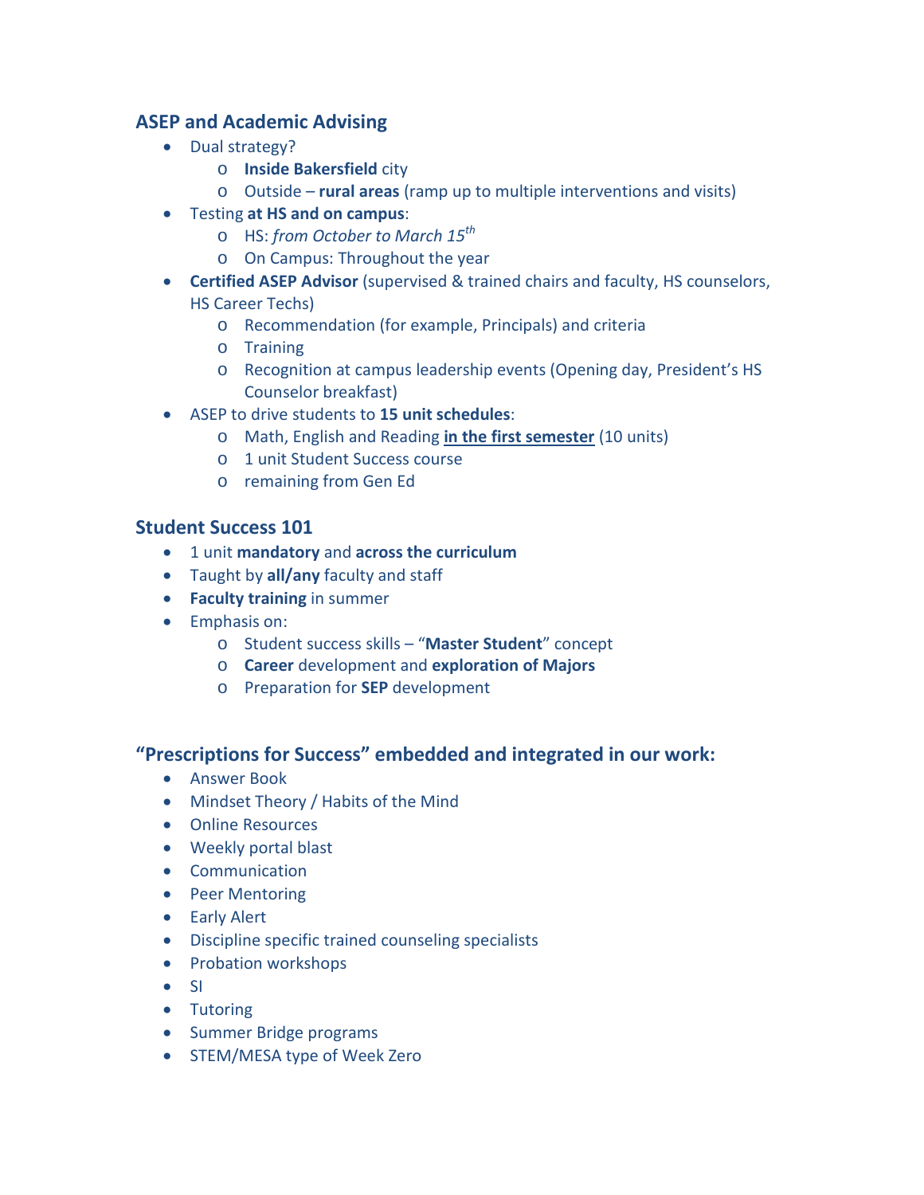## ASEP and Academic Advising

- Dual strategy?
  - **Inside Bakersfield** city
  - Outside – **rural areas** (ramp up to multiple interventions and visits)
- Testing **at HS and on campus**:
  - HS: *from October to March 15th*
  - On Campus: Throughout the year
- **Certified ASEP Advisor** (supervised & trained chairs and faculty, HS counselors, HS Career Techs)
  - Recommendation (for example, Principals) and criteria
  - Training
  - Recognition at campus leadership events (Opening day, President's HS Counselor breakfast)
- ASEP to drive students to **15 unit schedules**:
  - Math, English and Reading <u>**in the first semester**</u> (10 units)
  - 1 unit Student Success course
  - remaining from Gen Ed

## Student Success 101

- 1 unit **mandatory** and **across the curriculum**
- Taught by **all/any** faculty and staff
- **Faculty training** in summer
- Emphasis on:
  - Student success skills – "**Master Student**" concept
  - **Career** development and **exploration of Majors**
  - Preparation for **SEP** development

## "Prescriptions for Success" embedded and integrated in our work:

- Answer Book
- Mindset Theory / Habits of the Mind
- Online Resources
- Weekly portal blast
- Communication
- Peer Mentoring
- Early Alert
- Discipline specific trained counseling specialists
- Probation workshops
- SI
- Tutoring
- Summer Bridge programs
- STEM/MESA type of Week Zero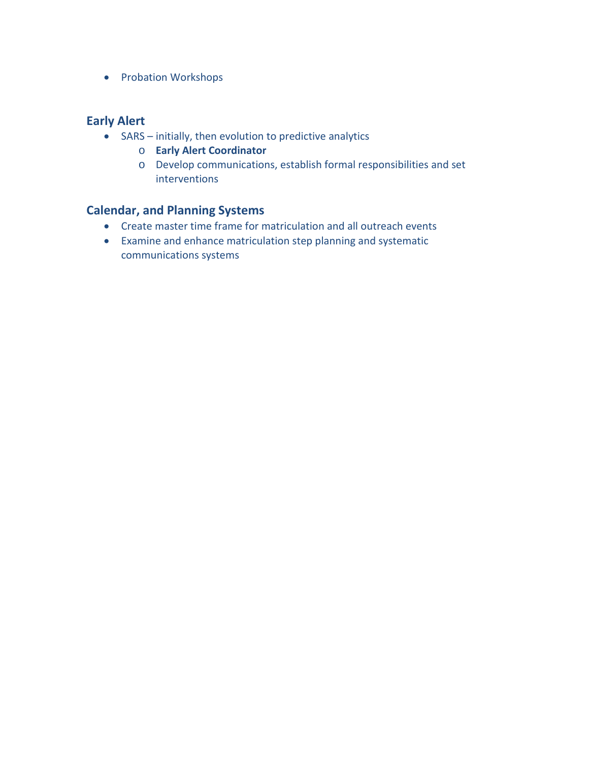- Probation Workshops

## Early Alert

- SARS – initially, then evolution to predictive analytics
  - **Early Alert Coordinator**
  - Develop communications, establish formal responsibilities and set interventions

## Calendar, and Planning Systems

- Create master time frame for matriculation and all outreach events
- Examine and enhance matriculation step planning and systematic communications systems